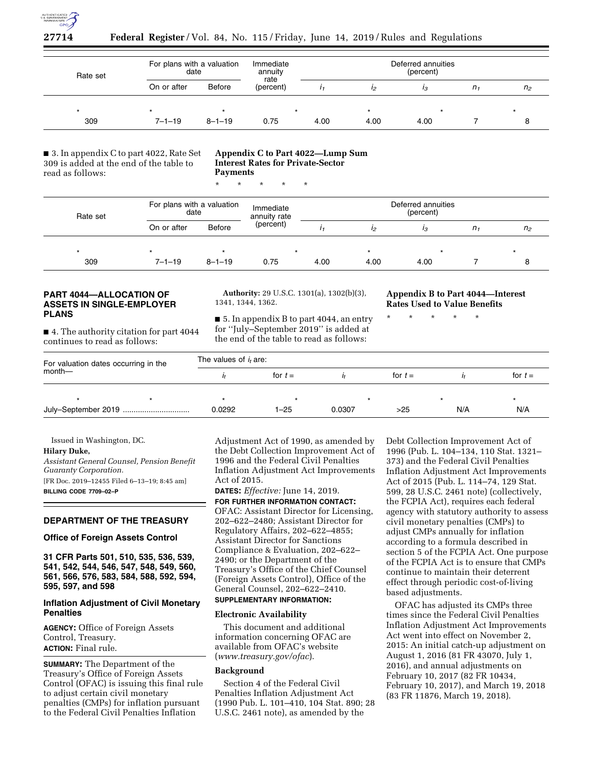| Rate set | For plans with a valuation date | | Immediate annuity rate (percent) | Deferred annuities (percent) | | | | |
|---|---|---|---|---|---|---|---|---|
| | On or after | Before | | $i_1$ | $i_2$ | $i_3$ | $n_1$ | $n_2$ |
| * | * | * | * | * | * | * | * | * |
| 309 | 7–1–19 | 8–1–19 | 0.75 | 4.00 | 4.00 | 4.00 | 7 | 8 |

■ 3. In appendix C to part 4022, Rate Set 309 is added at the end of the table to read as follows:

**Appendix C to Part 4022—Lump Sum Interest Rates for Private-Sector Payments**

* * * * *

| Rate set | For plans with a valuation date | | Immediate annuity rate (percent) | Deferred annuities (percent) | | | | |
|---|---|---|---|---|---|---|---|---|
| | On or after | Before | | $i_1$ | $i_2$ | $i_3$ | $n_1$ | $n_2$ |
| * | * | * | * | * | * | * | * | * |
| 309 | 7–1–19 | 8–1–19 | 0.75 | 4.00 | 4.00 | 4.00 | 7 | 8 |

## PART 4044—ALLOCATION OF ASSETS IN SINGLE-EMPLOYER PLANS

■ 4. The authority citation for part 4044 continues to read as follows:

**Authority:** 29 U.S.C. 1301(a), 1302(b)(3), 1341, 1344, 1362.

■ 5. In appendix B to part 4044, an entry for ''July–September 2019'' is added at the end of the table to read as follows:

**Appendix B to Part 4044—Interest Rates Used to Value Benefits**

* * * * *

| For valuation dates occurring in the month— | The values of $i_t$ are: | | | | | |
|---|---|---|---|---|---|---|
| | $i_t$ | for $t =$ | $i_t$ | for $t =$ | $i_t$ | for $t =$ |
| * * | * | * | * | * | * | * |
| July–September 2019 .............................. | 0.0292 | 1–25 | 0.0307 | >25 | N/A | N/A |

Issued in Washington, DC.

**Hilary Duke,**

*Assistant General Counsel, Pension Benefit Guaranty Corporation.*

[FR Doc. 2019–12455 Filed 6–13–19; 8:45 am]

**BILLING CODE 7709–02–P**

## DEPARTMENT OF THE TREASURY

### Office of Foreign Assets Control

### 31 CFR Parts 501, 510, 535, 536, 539, 541, 542, 544, 546, 547, 548, 549, 560, 561, 566, 576, 583, 584, 588, 592, 594, 595, 597, and 598

### Inflation Adjustment of Civil Monetary Penalties

**AGENCY:** Office of Foreign Assets Control, Treasury.

**ACTION:** Final rule.

**SUMMARY:** The Department of the Treasury's Office of Foreign Assets Control (OFAC) is issuing this final rule to adjust certain civil monetary penalties (CMPs) for inflation pursuant to the Federal Civil Penalties Inflation Adjustment Act of 1990, as amended by the Debt Collection Improvement Act of 1996 and the Federal Civil Penalties Inflation Adjustment Act Improvements Act of 2015.

**DATES:** *Effective:* June 14, 2019.

**FOR FURTHER INFORMATION CONTACT:** OFAC: Assistant Director for Licensing, 202–622–2480; Assistant Director for Regulatory Affairs, 202–622–4855; Assistant Director for Sanctions Compliance & Evaluation, 202–622–2490; or the Department of the Treasury's Office of the Chief Counsel (Foreign Assets Control), Office of the General Counsel, 202–622–2410.

**SUPPLEMENTARY INFORMATION:**

#### Electronic Availability

This document and additional information concerning OFAC are available from OFAC's website (*www.treasury.gov/ofac*).

#### Background

Section 4 of the Federal Civil Penalties Inflation Adjustment Act (1990 Pub. L. 101–410, 104 Stat. 890; 28 U.S.C. 2461 note), as amended by the Debt Collection Improvement Act of 1996 (Pub. L. 104–134, 110 Stat. 1321–373) and the Federal Civil Penalties Inflation Adjustment Act Improvements Act of 2015 (Pub. L. 114–74, 129 Stat. 599, 28 U.S.C. 2461 note) (collectively, the FCPIA Act), requires each federal agency with statutory authority to assess civil monetary penalties (CMPs) to adjust CMPs annually for inflation according to a formula described in section 5 of the FCPIA Act. One purpose of the FCPIA Act is to ensure that CMPs continue to maintain their deterrent effect through periodic cost-of-living based adjustments.

OFAC has adjusted its CMPs three times since the Federal Civil Penalties Inflation Adjustment Act Improvements Act went into effect on November 2, 2015: An initial catch-up adjustment on August 1, 2016 (81 FR 43070, July 1, 2016), and annual adjustments on February 10, 2017 (82 FR 10434, February 10, 2017), and March 19, 2018 (83 FR 11876, March 19, 2018).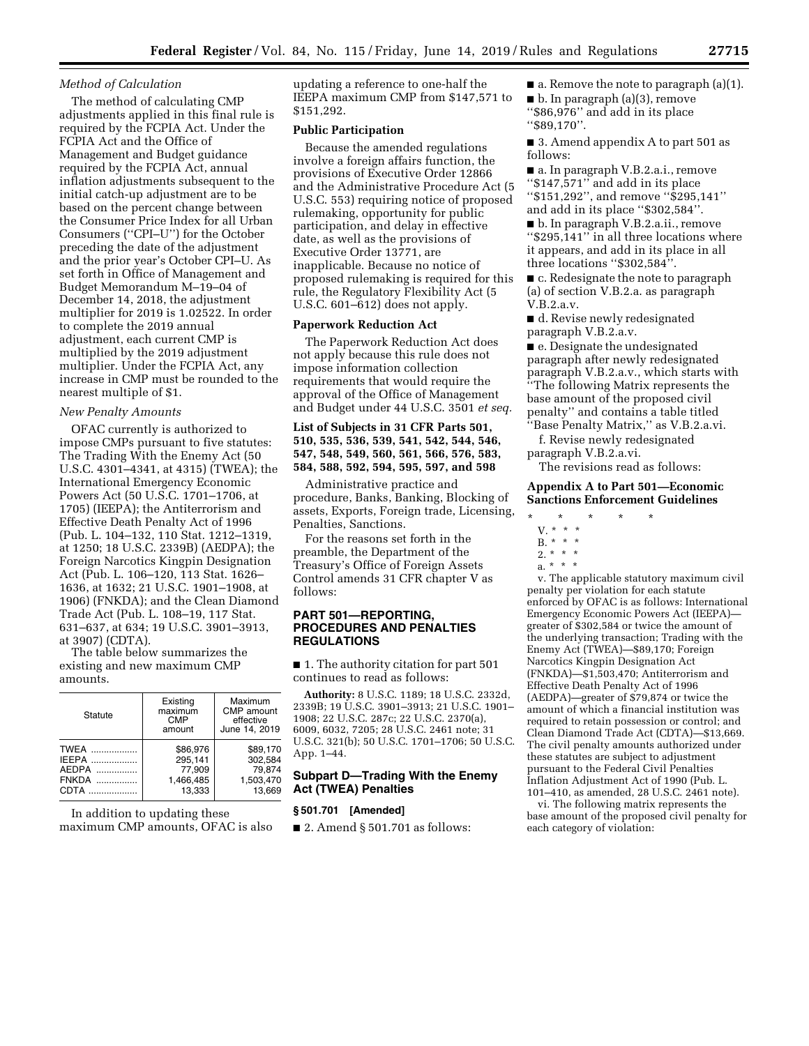*Method of Calculation*

The method of calculating CMP adjustments applied in this final rule is required by the FCPIA Act. Under the FCPIA Act and the Office of Management and Budget guidance required by the FCPIA Act, annual inflation adjustments subsequent to the initial catch-up adjustment are to be based on the percent change between the Consumer Price Index for all Urban Consumers (''CPI–U'') for the October preceding the date of the adjustment and the prior year's October CPI–U. As set forth in Office of Management and Budget Memorandum M–19–04 of December 14, 2018, the adjustment multiplier for 2019 is 1.02522. In order to complete the 2019 annual adjustment, each current CMP is multiplied by the 2019 adjustment multiplier. Under the FCPIA Act, any increase in CMP must be rounded to the nearest multiple of $1.

*New Penalty Amounts*

OFAC currently is authorized to impose CMPs pursuant to five statutes: The Trading With the Enemy Act (50 U.S.C. 4301–4341, at 4315) (TWEA); the International Emergency Economic Powers Act (50 U.S.C. 1701–1706, at 1705) (IEEPA); the Antiterrorism and Effective Death Penalty Act of 1996 (Pub. L. 104–132, 110 Stat. 1212–1319, at 1250; 18 U.S.C. 2339B) (AEDPA); the Foreign Narcotics Kingpin Designation Act (Pub. L. 106–120, 113 Stat. 1626–1636, at 1632; 21 U.S.C. 1901–1908, at 1906) (FNKDA); and the Clean Diamond Trade Act (Pub. L. 108–19, 117 Stat. 631–637, at 634; 19 U.S.C. 3901–3913, at 3907) (CDTA).

The table below summarizes the existing and new maximum CMP amounts.

| Statute | Existing maximum CMP amount | Maximum CMP amount effective June 14, 2019 |
|---|---|---|
| TWEA | $86,976 | $89,170 |
| IEEPA | 295,141 | 302,584 |
| AEDPA | 77,909 | 79,874 |
| FNKDA | 1,466,485 | 1,503,470 |
| CDTA | 13,333 | 13,669 |

In addition to updating these maximum CMP amounts, OFAC is also updating a reference to one-half the IEEPA maximum CMP from $147,571 to $151,292.

**Public Participation**

Because the amended regulations involve a foreign affairs function, the provisions of Executive Order 12866 and the Administrative Procedure Act (5 U.S.C. 553) requiring notice of proposed rulemaking, opportunity for public participation, and delay in effective date, as well as the provisions of Executive Order 13771, are inapplicable. Because no notice of proposed rulemaking is required for this rule, the Regulatory Flexibility Act (5 U.S.C. 601–612) does not apply.

**Paperwork Reduction Act**

The Paperwork Reduction Act does not apply because this rule does not impose information collection requirements that would require the approval of the Office of Management and Budget under 44 U.S.C. 3501 *et seq.*

**List of Subjects in 31 CFR Parts 501, 510, 535, 536, 539, 541, 542, 544, 546, 547, 548, 549, 560, 561, 566, 576, 583, 584, 588, 592, 594, 595, 597, and 598**

Administrative practice and procedure, Banks, Banking, Blocking of assets, Exports, Foreign trade, Licensing, Penalties, Sanctions.

For the reasons set forth in the preamble, the Department of the Treasury's Office of Foreign Assets Control amends 31 CFR chapter V as follows:

## PART 501—REPORTING, PROCEDURES AND PENALTIES REGULATIONS

■ 1. The authority citation for part 501 continues to read as follows:

**Authority:** 8 U.S.C. 1189; 18 U.S.C. 2332d, 2339B; 19 U.S.C. 3901–3913; 21 U.S.C. 1901–1908; 22 U.S.C. 287c; 22 U.S.C. 2370(a), 6009, 6032, 7205; 28 U.S.C. 2461 note; 31 U.S.C. 321(b); 50 U.S.C. 1701–1706; 50 U.S.C. App. 1–44.

### Subpart D—Trading With the Enemy Act (TWEA) Penalties

**§ 501.701 [Amended]**

■ 2. Amend § 501.701 as follows:

■ a. Remove the note to paragraph (a)(1).

■ b. In paragraph (a)(3), remove ''$86,976'' and add in its place ''$89,170''.

■ 3. Amend appendix A to part 501 as follows:

■ a. In paragraph V.B.2.a.i., remove ''$147,571'' and add in its place ''$151,292'', and remove ''$295,141'' and add in its place ''$302,584''.

■ b. In paragraph V.B.2.a.ii., remove ''$295,141'' in all three locations where it appears, and add in its place in all three locations ''$302,584''.

■ c. Redesignate the note to paragraph (a) of section V.B.2.a. as paragraph V.B.2.a.v.

■ d. Revise newly redesignated paragraph V.B.2.a.v.

■ e. Designate the undesignated paragraph after newly redesignated paragraph V.B.2.a.v., which starts with ''The following Matrix represents the base amount of the proposed civil penalty'' and contains a table titled ''Base Penalty Matrix,'' as V.B.2.a.vi.

f. Revise newly redesignated paragraph V.B.2.a.vi.

The revisions read as follows:

**Appendix A to Part 501—Economic Sanctions Enforcement Guidelines**

\* \* \* \* \*

V. \* \* \*

B. \* \* \*

2. \* \* \*

a. \* \* \*

v. The applicable statutory maximum civil penalty per violation for each statute enforced by OFAC is as follows: International Emergency Economic Powers Act (IEEPA)—greater of $302,584 or twice the amount of the underlying transaction; Trading with the Enemy Act (TWEA)—$89,170; Foreign Narcotics Kingpin Designation Act (FNKDA)—$1,503,470; Antiterrorism and Effective Death Penalty Act of 1996 (AEDPA)—greater of $79,874 or twice the amount of which a financial institution was required to retain possession or control; and Clean Diamond Trade Act (CDTA)—$13,669. The civil penalty amounts authorized under these statutes are subject to adjustment pursuant to the Federal Civil Penalties Inflation Adjustment Act of 1990 (Pub. L. 101–410, as amended, 28 U.S.C. 2461 note).

vi. The following matrix represents the base amount of the proposed civil penalty for each category of violation: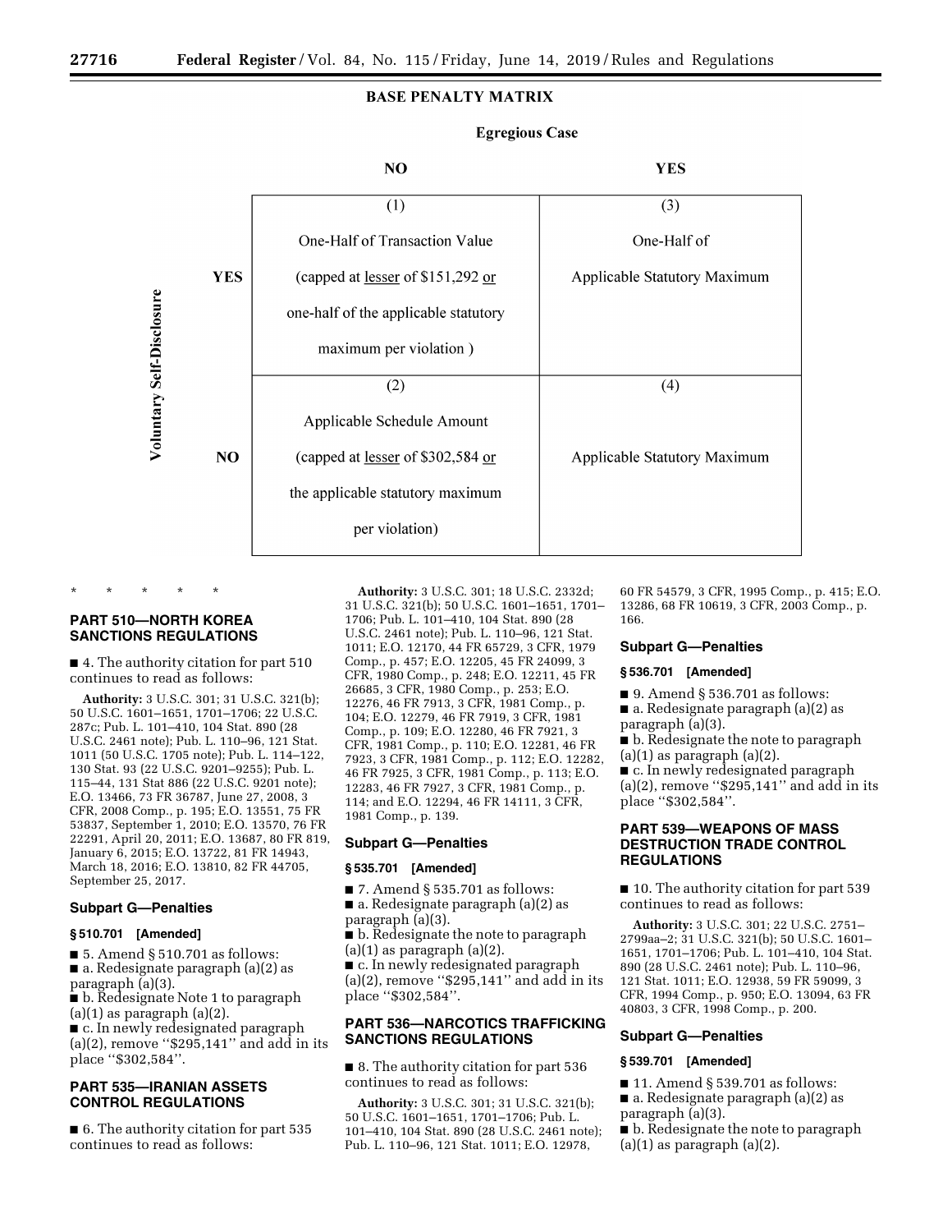**BASE PENALTY MATRIX**

| | | Egregious Case | |
|---|---|---|---|
| | | **NO** | **YES** |
| **Voluntary Self-Disclosure** | **YES** | (1) One-Half of Transaction Value (capped at lesser of $151,292 or one-half of the applicable statutory maximum per violation ) | (3) One-Half of Applicable Statutory Maximum |
| | **NO** | (2) Applicable Schedule Amount (capped at lesser of $302,584 or the applicable statutory maximum per violation) | (4) Applicable Statutory Maximum |

\* \* \* \* \*

## PART 510—NORTH KOREA SANCTIONS REGULATIONS

■ 4. The authority citation for part 510 continues to read as follows:

**Authority:** 3 U.S.C. 301; 31 U.S.C. 321(b); 50 U.S.C. 1601–1651, 1701–1706; 22 U.S.C. 287c; Pub. L. 101–410, 104 Stat. 890 (28 U.S.C. 2461 note); Pub. L. 110–96, 121 Stat. 1011 (50 U.S.C. 1705 note); Pub. L. 114–122, 130 Stat. 93 (22 U.S.C. 9201–9255); Pub. L. 115–44, 131 Stat 886 (22 U.S.C. 9201 note); E.O. 13466, 73 FR 36787, June 27, 2008, 3 CFR, 2008 Comp., p. 195; E.O. 13551, 75 FR 53837, September 1, 2010; E.O. 13570, 76 FR 22291, April 20, 2011; E.O. 13687, 80 FR 819, January 6, 2015; E.O. 13722, 81 FR 14943, March 18, 2016; E.O. 13810, 82 FR 44705, September 25, 2017.

### Subpart G—Penalties

#### § 510.701 [Amended]

■ 5. Amend § 510.701 as follows:

■ a. Redesignate paragraph (a)(2) as paragraph (a)(3).

■ b. Redesignate Note 1 to paragraph (a)(1) as paragraph (a)(2).

■ c. In newly redesignated paragraph (a)(2), remove ''$295,141'' and add in its place ''$302,584''.

## PART 535—IRANIAN ASSETS CONTROL REGULATIONS

■ 6. The authority citation for part 535 continues to read as follows:

**Authority:** 3 U.S.C. 301; 18 U.S.C. 2332d; 31 U.S.C. 321(b); 50 U.S.C. 1601–1651, 1701–1706; Pub. L. 101–410, 104 Stat. 890 (28 U.S.C. 2461 note); Pub. L. 110–96, 121 Stat. 1011; E.O. 12170, 44 FR 65729, 3 CFR, 1979 Comp., p. 457; E.O. 12205, 45 FR 24099, 3 CFR, 1980 Comp., p. 248; E.O. 12211, 45 FR 26685, 3 CFR, 1980 Comp., p. 253; E.O. 12276, 46 FR 7913, 3 CFR, 1981 Comp., p. 104; E.O. 12279, 46 FR 7919, 3 CFR, 1981 Comp., p. 109; E.O. 12280, 46 FR 7921, 3 CFR, 1981 Comp., p. 110; E.O. 12281, 46 FR 7923, 3 CFR, 1981 Comp., p. 112; E.O. 12282, 46 FR 7925, 3 CFR, 1981 Comp., p. 113; E.O. 12283, 46 FR 7927, 3 CFR, 1981 Comp., p. 114; and E.O. 12294, 46 FR 14111, 3 CFR, 1981 Comp., p. 139.

### Subpart G—Penalties

#### § 535.701 [Amended]

■ 7. Amend § 535.701 as follows:

■ a. Redesignate paragraph (a)(2) as paragraph (a)(3).

■ b. Redesignate the note to paragraph (a)(1) as paragraph (a)(2).

■ c. In newly redesignated paragraph (a)(2), remove ''$295,141'' and add in its place ''$302,584''.

## PART 536—NARCOTICS TRAFFICKING SANCTIONS REGULATIONS

■ 8. The authority citation for part 536 continues to read as follows:

**Authority:** 3 U.S.C. 301; 31 U.S.C. 321(b); 50 U.S.C. 1601–1651, 1701–1706; Pub. L. 101–410, 104 Stat. 890 (28 U.S.C. 2461 note); Pub. L. 110–96, 121 Stat. 1011; E.O. 12978, 60 FR 54579, 3 CFR, 1995 Comp., p. 415; E.O. 13286, 68 FR 10619, 3 CFR, 2003 Comp., p. 166.

### Subpart G—Penalties

#### § 536.701 [Amended]

■ 9. Amend § 536.701 as follows:

■ a. Redesignate paragraph (a)(2) as paragraph (a)(3).

■ b. Redesignate the note to paragraph (a)(1) as paragraph (a)(2).

■ c. In newly redesignated paragraph (a)(2), remove ''$295,141'' and add in its place ''$302,584''.

## PART 539—WEAPONS OF MASS DESTRUCTION TRADE CONTROL REGULATIONS

■ 10. The authority citation for part 539 continues to read as follows:

**Authority:** 3 U.S.C. 301; 22 U.S.C. 2751–2799aa–2; 31 U.S.C. 321(b); 50 U.S.C. 1601–1651, 1701–1706; Pub. L. 101–410, 104 Stat. 890 (28 U.S.C. 2461 note); Pub. L. 110–96, 121 Stat. 1011; E.O. 12938, 59 FR 59099, 3 CFR, 1994 Comp., p. 950; E.O. 13094, 63 FR 40803, 3 CFR, 1998 Comp., p. 200.

### Subpart G—Penalties

#### § 539.701 [Amended]

■ 11. Amend § 539.701 as follows:

■ a. Redesignate paragraph (a)(2) as paragraph (a)(3).

■ b. Redesignate the note to paragraph (a)(1) as paragraph (a)(2).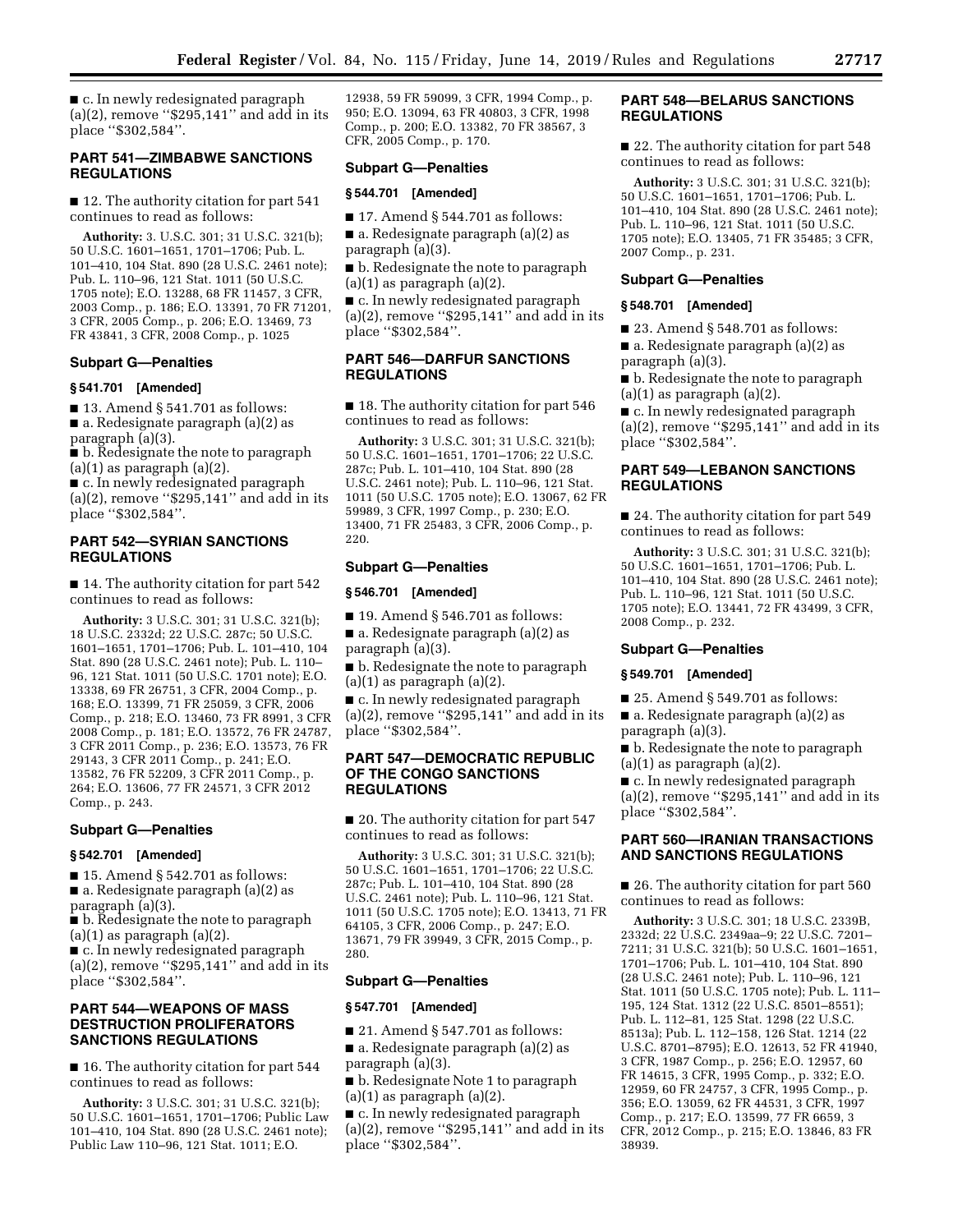■ c. In newly redesignated paragraph (a)(2), remove ''$295,141'' and add in its place ''$302,584''.

## PART 541—ZIMBABWE SANCTIONS REGULATIONS

■ 12. The authority citation for part 541 continues to read as follows:

**Authority:** 3. U.S.C. 301; 31 U.S.C. 321(b); 50 U.S.C. 1601–1651, 1701–1706; Pub. L. 101–410, 104 Stat. 890 (28 U.S.C. 2461 note); Pub. L. 110–96, 121 Stat. 1011 (50 U.S.C. 1705 note); E.O. 13288, 68 FR 11457, 3 CFR, 2003 Comp., p. 186; E.O. 13391, 70 FR 71201, 3 CFR, 2005 Comp., p. 206; E.O. 13469, 73 FR 43841, 3 CFR, 2008 Comp., p. 1025

### Subpart G—Penalties

#### § 541.701 [Amended]

■ 13. Amend § 541.701 as follows:

■ a. Redesignate paragraph (a)(2) as paragraph (a)(3).

■ b. Redesignate the note to paragraph (a)(1) as paragraph (a)(2).

■ c. In newly redesignated paragraph (a)(2), remove ''$295,141'' and add in its place ''$302,584''.

## PART 542—SYRIAN SANCTIONS REGULATIONS

■ 14. The authority citation for part 542 continues to read as follows:

**Authority:** 3 U.S.C. 301; 31 U.S.C. 321(b); 18 U.S.C. 2332d; 22 U.S.C. 287c; 50 U.S.C. 1601–1651, 1701–1706; Pub. L. 101–410, 104 Stat. 890 (28 U.S.C. 2461 note); Pub. L. 110–96, 121 Stat. 1011 (50 U.S.C. 1701 note); E.O. 13338, 69 FR 26751, 3 CFR, 2004 Comp., p. 168; E.O. 13399, 71 FR 25059, 3 CFR, 2006 Comp., p. 218; E.O. 13460, 73 FR 8991, 3 CFR 2008 Comp., p. 181; E.O. 13572, 76 FR 24787, 3 CFR 2011 Comp., p. 236; E.O. 13573, 76 FR 29143, 3 CFR 2011 Comp., p. 241; E.O. 13582, 76 FR 52209, 3 CFR 2011 Comp., p. 264; E.O. 13606, 77 FR 24571, 3 CFR 2012 Comp., p. 243.

### Subpart G—Penalties

#### § 542.701 [Amended]

■ 15. Amend § 542.701 as follows:

■ a. Redesignate paragraph (a)(2) as paragraph (a)(3).

■ b. Redesignate the note to paragraph (a)(1) as paragraph (a)(2).

■ c. In newly redesignated paragraph (a)(2), remove ''$295,141'' and add in its place ''$302,584''.

## PART 544—WEAPONS OF MASS DESTRUCTION PROLIFERATORS SANCTIONS REGULATIONS

■ 16. The authority citation for part 544 continues to read as follows:

**Authority:** 3 U.S.C. 301; 31 U.S.C. 321(b); 50 U.S.C. 1601–1651, 1701–1706; Public Law 101–410, 104 Stat. 890 (28 U.S.C. 2461 note); Public Law 110–96, 121 Stat. 1011; E.O. 12938, 59 FR 59099, 3 CFR, 1994 Comp., p. 950; E.O. 13094, 63 FR 40803, 3 CFR, 1998 Comp., p. 200; E.O. 13382, 70 FR 38567, 3 CFR, 2005 Comp., p. 170.

### Subpart G—Penalties

#### § 544.701 [Amended]

■ 17. Amend § 544.701 as follows:

■ a. Redesignate paragraph (a)(2) as paragraph (a)(3).

■ b. Redesignate the note to paragraph (a)(1) as paragraph (a)(2).

■ c. In newly redesignated paragraph (a)(2), remove ''$295,141'' and add in its place ''$302,584''.

## PART 546—DARFUR SANCTIONS REGULATIONS

■ 18. The authority citation for part 546 continues to read as follows:

**Authority:** 3 U.S.C. 301; 31 U.S.C. 321(b); 50 U.S.C. 1601–1651, 1701–1706; 22 U.S.C. 287c; Pub. L. 101–410, 104 Stat. 890 (28 U.S.C. 2461 note); Pub. L. 110–96, 121 Stat. 1011 (50 U.S.C. 1705 note); E.O. 13067, 62 FR 59989, 3 CFR, 1997 Comp., p. 230; E.O. 13400, 71 FR 25483, 3 CFR, 2006 Comp., p. 220.

### Subpart G—Penalties

#### § 546.701 [Amended]

■ 19. Amend § 546.701 as follows:

■ a. Redesignate paragraph (a)(2) as paragraph (a)(3).

■ b. Redesignate the note to paragraph (a)(1) as paragraph (a)(2).

■ c. In newly redesignated paragraph (a)(2), remove ''$295,141'' and add in its place ''$302,584''.

## PART 547—DEMOCRATIC REPUBLIC OF THE CONGO SANCTIONS REGULATIONS

■ 20. The authority citation for part 547 continues to read as follows:

**Authority:** 3 U.S.C. 301; 31 U.S.C. 321(b); 50 U.S.C. 1601–1651, 1701–1706; 22 U.S.C. 287c; Pub. L. 101–410, 104 Stat. 890 (28 U.S.C. 2461 note); Pub. L. 110–96, 121 Stat. 1011 (50 U.S.C. 1705 note); E.O. 13413, 71 FR 64105, 3 CFR, 2006 Comp., p. 247; E.O. 13671, 79 FR 39949, 3 CFR, 2015 Comp., p. 280.

### Subpart G—Penalties

#### § 547.701 [Amended]

■ 21. Amend § 547.701 as follows:

■ a. Redesignate paragraph (a)(2) as paragraph (a)(3).

■ b. Redesignate Note 1 to paragraph (a)(1) as paragraph (a)(2).

■ c. In newly redesignated paragraph (a)(2), remove ''$295,141'' and add in its place ''$302,584''.

## PART 548—BELARUS SANCTIONS REGULATIONS

■ 22. The authority citation for part 548 continues to read as follows:

**Authority:** 3 U.S.C. 301; 31 U.S.C. 321(b); 50 U.S.C. 1601–1651, 1701–1706; Pub. L. 101–410, 104 Stat. 890 (28 U.S.C. 2461 note); Pub. L. 110–96, 121 Stat. 1011 (50 U.S.C. 1705 note); E.O. 13405, 71 FR 35485; 3 CFR, 2007 Comp., p. 231.

### Subpart G—Penalties

#### § 548.701 [Amended]

■ 23. Amend § 548.701 as follows:

■ a. Redesignate paragraph (a)(2) as paragraph (a)(3).

■ b. Redesignate the note to paragraph (a)(1) as paragraph (a)(2).

■ c. In newly redesignated paragraph (a)(2), remove ''$295,141'' and add in its place ''$302,584''.

## PART 549—LEBANON SANCTIONS REGULATIONS

■ 24. The authority citation for part 549 continues to read as follows:

**Authority:** 3 U.S.C. 301; 31 U.S.C. 321(b); 50 U.S.C. 1601–1651, 1701–1706; Pub. L. 101–410, 104 Stat. 890 (28 U.S.C. 2461 note); Pub. L. 110–96, 121 Stat. 1011 (50 U.S.C. 1705 note); E.O. 13441, 72 FR 43499, 3 CFR, 2008 Comp., p. 232.

### Subpart G—Penalties

#### § 549.701 [Amended]

■ 25. Amend § 549.701 as follows:

■ a. Redesignate paragraph (a)(2) as paragraph (a)(3).

■ b. Redesignate the note to paragraph (a)(1) as paragraph (a)(2).

■ c. In newly redesignated paragraph (a)(2), remove ''$295,141'' and add in its place ''$302,584''.

## PART 560—IRANIAN TRANSACTIONS AND SANCTIONS REGULATIONS

■ 26. The authority citation for part 560 continues to read as follows:

**Authority:** 3 U.S.C. 301; 18 U.S.C. 2339B, 2332d; 22 U.S.C. 2349aa–9; 22 U.S.C. 7201–7211; 31 U.S.C. 321(b); 50 U.S.C. 1601–1651, 1701–1706; Pub. L. 101–410, 104 Stat. 890 (28 U.S.C. 2461 note); Pub. L. 110–96, 121 Stat. 1011 (50 U.S.C. 1705 note); Pub. L. 111–195, 124 Stat. 1312 (22 U.S.C. 8501–8551); Pub. L. 112–81, 125 Stat. 1298 (22 U.S.C. 8513a); Pub. L. 112–158, 126 Stat. 1214 (22 U.S.C. 8701–8795); E.O. 12613, 52 FR 41940, 3 CFR, 1987 Comp., p. 256; E.O. 12957, 60 FR 14615, 3 CFR, 1995 Comp., p. 332; E.O. 12959, 60 FR 24757, 3 CFR, 1995 Comp., p. 356; E.O. 13059, 62 FR 44531, 3 CFR, 1997 Comp., p. 217; E.O. 13599, 77 FR 6659, 3 CFR, 2012 Comp., p. 215; E.O. 13846, 83 FR 38939.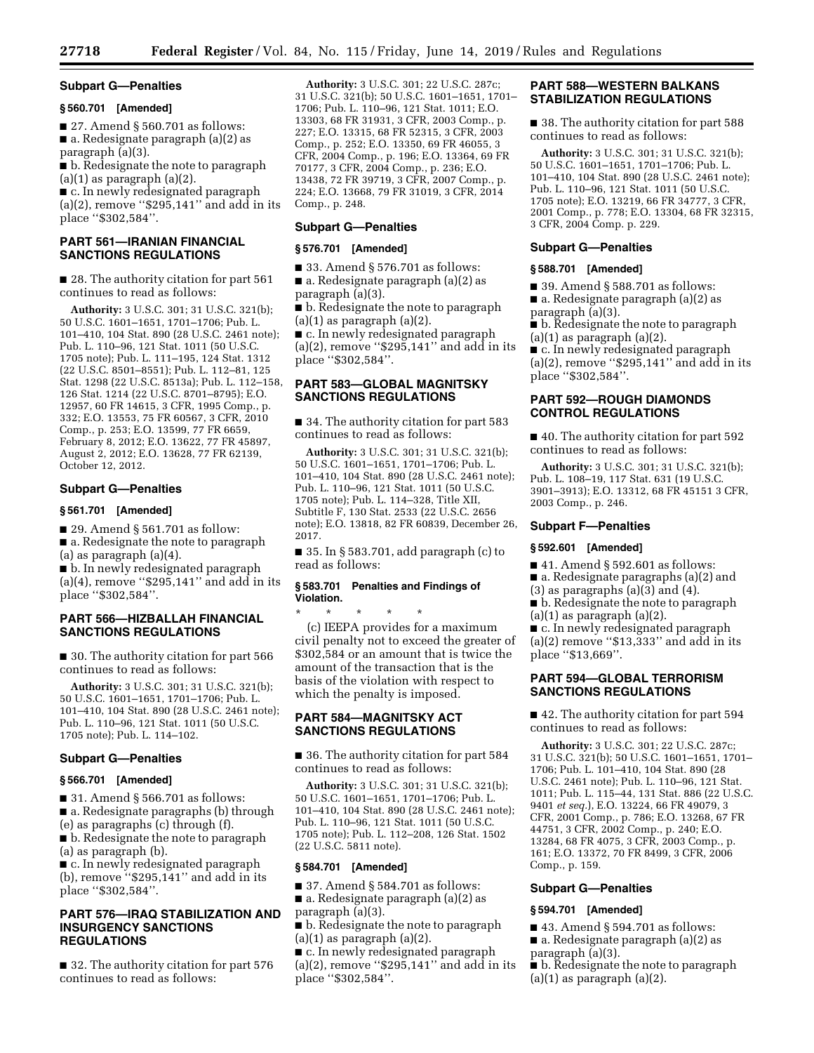### Subpart G—Penalties

#### § 560.701 [Amended]

■ 27. Amend § 560.701 as follows:

■ a. Redesignate paragraph (a)(2) as paragraph (a)(3).

■ b. Redesignate the note to paragraph (a)(1) as paragraph (a)(2).

■ c. In newly redesignated paragraph (a)(2), remove ''$295,141'' and add in its place ''$302,584''.

## PART 561—IRANIAN FINANCIAL SANCTIONS REGULATIONS

■ 28. The authority citation for part 561 continues to read as follows:

**Authority:** 3 U.S.C. 301; 31 U.S.C. 321(b); 50 U.S.C. 1601–1651, 1701–1706; Pub. L. 101–410, 104 Stat. 890 (28 U.S.C. 2461 note); Pub. L. 110–96, 121 Stat. 1011 (50 U.S.C. 1705 note); Pub. L. 111–195, 124 Stat. 1312 (22 U.S.C. 8501–8551); Pub. L. 112–81, 125 Stat. 1298 (22 U.S.C. 8513a); Pub. L. 112–158, 126 Stat. 1214 (22 U.S.C. 8701–8795); E.O. 12957, 60 FR 14615, 3 CFR, 1995 Comp., p. 332; E.O. 13553, 75 FR 60567, 3 CFR, 2010 Comp., p. 253; E.O. 13599, 77 FR 6659, February 8, 2012; E.O. 13622, 77 FR 45897, August 2, 2012; E.O. 13628, 77 FR 62139, October 12, 2012.

### Subpart G—Penalties

#### § 561.701 [Amended]

■ 29. Amend § 561.701 as follow:

■ a. Redesignate the note to paragraph (a) as paragraph (a)(4).

■ b. In newly redesignated paragraph (a)(4), remove ''$295,141'' and add in its place ''$302,584''.

## PART 566—HIZBALLAH FINANCIAL SANCTIONS REGULATIONS

■ 30. The authority citation for part 566 continues to read as follows:

**Authority:** 3 U.S.C. 301; 31 U.S.C. 321(b); 50 U.S.C. 1601–1651, 1701–1706; Pub. L. 101–410, 104 Stat. 890 (28 U.S.C. 2461 note); Pub. L. 110–96, 121 Stat. 1011 (50 U.S.C. 1705 note); Pub. L. 114–102.

### Subpart G—Penalties

#### § 566.701 [Amended]

■ 31. Amend § 566.701 as follows:

■ a. Redesignate paragraphs (b) through (e) as paragraphs (c) through (f).

■ b. Redesignate the note to paragraph (a) as paragraph (b).

■ c. In newly redesignated paragraph (b), remove ''$295,141'' and add in its place ''$302,584''.

## PART 576—IRAQ STABILIZATION AND INSURGENCY SANCTIONS REGULATIONS

■ 32. The authority citation for part 576 continues to read as follows:

**Authority:** 3 U.S.C. 301; 22 U.S.C. 287c; 31 U.S.C. 321(b); 50 U.S.C. 1601–1651, 1701–1706; Pub. L. 110–96, 121 Stat. 1011; E.O. 13303, 68 FR 31931, 3 CFR, 2003 Comp., p. 227; E.O. 13315, 68 FR 52315, 3 CFR, 2003 Comp., p. 252; E.O. 13350, 69 FR 46055, 3 CFR, 2004 Comp., p. 196; E.O. 13364, 69 FR 70177, 3 CFR, 2004 Comp., p. 236; E.O. 13438, 72 FR 39719, 3 CFR, 2007 Comp., p. 224; E.O. 13668, 79 FR 31019, 3 CFR, 2014 Comp., p. 248.

### Subpart G—Penalties

#### § 576.701 [Amended]

■ 33. Amend § 576.701 as follows:

■ a. Redesignate paragraph (a)(2) as paragraph (a)(3).

■ b. Redesignate the note to paragraph (a)(1) as paragraph (a)(2).

■ c. In newly redesignated paragraph (a)(2), remove ''$295,141'' and add in its place ''$302,584''.

## PART 583—GLOBAL MAGNITSKY SANCTIONS REGULATIONS

■ 34. The authority citation for part 583 continues to read as follows:

**Authority:** 3 U.S.C. 301; 31 U.S.C. 321(b); 50 U.S.C. 1601–1651, 1701–1706; Pub. L. 101–410, 104 Stat. 890 (28 U.S.C. 2461 note); Pub. L. 110–96, 121 Stat. 1011 (50 U.S.C. 1705 note); Pub. L. 114–328, Title XII, Subtitle F, 130 Stat. 2533 (22 U.S.C. 2656 note); E.O. 13818, 82 FR 60839, December 26, 2017.

■ 35. In § 583.701, add paragraph (c) to read as follows:

#### § 583.701 Penalties and Findings of Violation.

\* \* \* \* \*

(c) IEEPA provides for a maximum civil penalty not to exceed the greater of $302,584 or an amount that is twice the amount of the transaction that is the basis of the violation with respect to which the penalty is imposed.

## PART 584—MAGNITSKY ACT SANCTIONS REGULATIONS

■ 36. The authority citation for part 584 continues to read as follows:

**Authority:** 3 U.S.C. 301; 31 U.S.C. 321(b); 50 U.S.C. 1601–1651, 1701–1706; Pub. L. 101–410, 104 Stat. 890 (28 U.S.C. 2461 note); Pub. L. 110–96, 121 Stat. 1011 (50 U.S.C. 1705 note); Pub. L. 112–208, 126 Stat. 1502 (22 U.S.C. 5811 note).

#### § 584.701 [Amended]

■ 37. Amend § 584.701 as follows:

■ a. Redesignate paragraph (a)(2) as paragraph (a)(3).

■ b. Redesignate the note to paragraph (a)(1) as paragraph (a)(2).

■ c. In newly redesignated paragraph (a)(2), remove ''$295,141'' and add in its place ''$302,584''.

## PART 588—WESTERN BALKANS STABILIZATION REGULATIONS

■ 38. The authority citation for part 588 continues to read as follows:

**Authority:** 3 U.S.C. 301; 31 U.S.C. 321(b); 50 U.S.C. 1601–1651, 1701–1706; Pub. L. 101–410, 104 Stat. 890 (28 U.S.C. 2461 note); Pub. L. 110–96, 121 Stat. 1011 (50 U.S.C. 1705 note); E.O. 13219, 66 FR 34777, 3 CFR, 2001 Comp., p. 778; E.O. 13304, 68 FR 32315, 3 CFR, 2004 Comp. p. 229.

### Subpart G—Penalties

#### § 588.701 [Amended]

■ 39. Amend § 588.701 as follows:

■ a. Redesignate paragraph (a)(2) as paragraph (a)(3).

■ b. Redesignate the note to paragraph (a)(1) as paragraph (a)(2).

■ c. In newly redesignated paragraph (a)(2), remove ''$295,141'' and add in its place ''$302,584''.

## PART 592—ROUGH DIAMONDS CONTROL REGULATIONS

■ 40. The authority citation for part 592 continues to read as follows:

**Authority:** 3 U.S.C. 301; 31 U.S.C. 321(b); Pub. L. 108–19, 117 Stat. 631 (19 U.S.C. 3901–3913); E.O. 13312, 68 FR 45151 3 CFR, 2003 Comp., p. 246.

### Subpart F—Penalties

#### § 592.601 [Amended]

■ 41. Amend § 592.601 as follows:

■ a. Redesignate paragraphs (a)(2) and (3) as paragraphs (a)(3) and (4).

■ b. Redesignate the note to paragraph (a)(1) as paragraph (a)(2).

■ c. In newly redesignated paragraph (a)(2) remove ''$13,333'' and add in its place ''$13,669''.

## PART 594—GLOBAL TERRORISM SANCTIONS REGULATIONS

■ 42. The authority citation for part 594 continues to read as follows:

**Authority:** 3 U.S.C. 301; 22 U.S.C. 287c; 31 U.S.C. 321(b); 50 U.S.C. 1601–1651, 1701–1706; Pub. L. 101–410, 104 Stat. 890 (28 U.S.C. 2461 note); Pub. L. 110–96, 121 Stat. 1011; Pub. L. 115–44, 131 Stat. 886 (22 U.S.C. 9401 *et seq.*), E.O. 13224, 66 FR 49079, 3 CFR, 2001 Comp., p. 786; E.O. 13268, 67 FR 44751, 3 CFR, 2002 Comp., p. 240; E.O. 13284, 68 FR 4075, 3 CFR, 2003 Comp., p. 161; E.O. 13372, 70 FR 8499, 3 CFR, 2006 Comp., p. 159.

### Subpart G—Penalties

#### § 594.701 [Amended]

■ 43. Amend § 594.701 as follows:

■ a. Redesignate paragraph (a)(2) as paragraph (a)(3).

■ b. Redesignate the note to paragraph (a)(1) as paragraph (a)(2).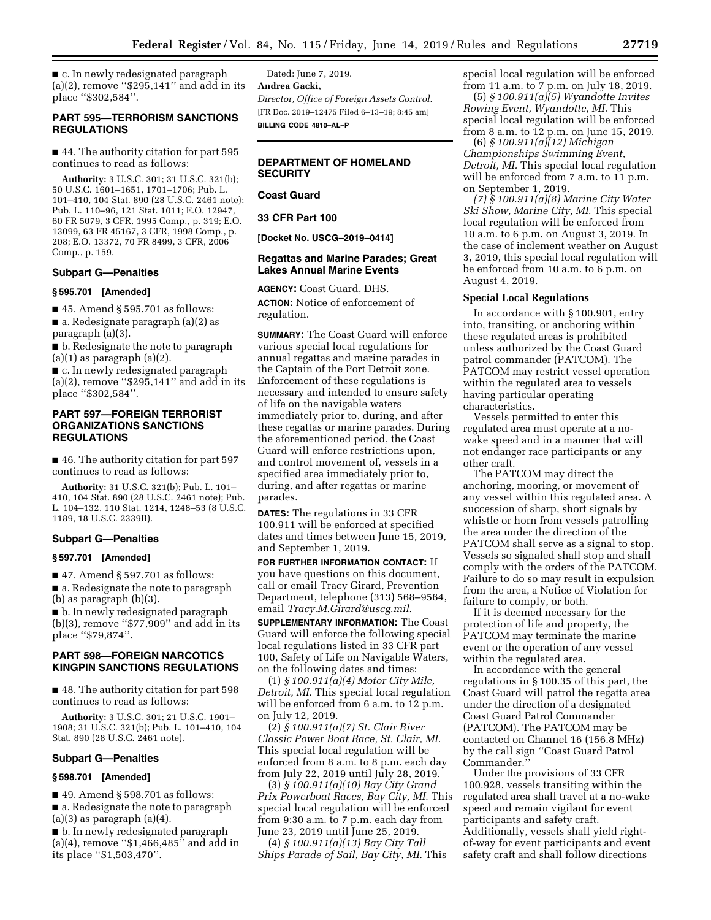■ c. In newly redesignated paragraph (a)(2), remove ''$295,141'' and add in its place ''$302,584''.

## PART 595—TERRORISM SANCTIONS REGULATIONS

■ 44. The authority citation for part 595 continues to read as follows:

**Authority:** 3 U.S.C. 301; 31 U.S.C. 321(b); 50 U.S.C. 1601–1651, 1701–1706; Pub. L. 101–410, 104 Stat. 890 (28 U.S.C. 2461 note); Pub. L. 110–96, 121 Stat. 1011; E.O. 12947, 60 FR 5079, 3 CFR, 1995 Comp., p. 319; E.O. 13099, 63 FR 45167, 3 CFR, 1998 Comp., p. 208; E.O. 13372, 70 FR 8499, 3 CFR, 2006 Comp., p. 159.

### Subpart G—Penalties

#### § 595.701 [Amended]

■ 45. Amend § 595.701 as follows:

■ a. Redesignate paragraph (a)(2) as paragraph (a)(3).

■ b. Redesignate the note to paragraph (a)(1) as paragraph (a)(2).

■ c. In newly redesignated paragraph (a)(2), remove ''$295,141'' and add in its place ''$302,584''.

## PART 597—FOREIGN TERRORIST ORGANIZATIONS SANCTIONS REGULATIONS

■ 46. The authority citation for part 597 continues to read as follows:

**Authority:** 31 U.S.C. 321(b); Pub. L. 101–410, 104 Stat. 890 (28 U.S.C. 2461 note); Pub. L. 104–132, 110 Stat. 1214, 1248–53 (8 U.S.C. 1189, 18 U.S.C. 2339B).

### Subpart G—Penalties

#### § 597.701 [Amended]

■ 47. Amend § 597.701 as follows:

■ a. Redesignate the note to paragraph (b) as paragraph (b)(3).

■ b. In newly redesignated paragraph (b)(3), remove ''$77,909'' and add in its place ''$79,874''.

## PART 598—FOREIGN NARCOTICS KINGPIN SANCTIONS REGULATIONS

■ 48. The authority citation for part 598 continues to read as follows:

**Authority:** 3 U.S.C. 301; 21 U.S.C. 1901–1908; 31 U.S.C. 321(b); Pub. L. 101–410, 104 Stat. 890 (28 U.S.C. 2461 note).

### Subpart G—Penalties

#### § 598.701 [Amended]

■ 49. Amend § 598.701 as follows:

■ a. Redesignate the note to paragraph (a)(3) as paragraph (a)(4).

■ b. In newly redesignated paragraph (a)(4), remove ''$1,466,485'' and add in its place ''$1,503,470''.

Dated: June 7, 2019.

**Andrea Gacki,**

*Director, Office of Foreign Assets Control.*

[FR Doc. 2019–12475 Filed 6–13–19; 8:45 am]

**BILLING CODE 4810–AL–P**

---

## DEPARTMENT OF HOMELAND SECURITY

### Coast Guard

### 33 CFR Part 100

**[Docket No. USCG–2019–0414]**

### Regattas and Marine Parades; Great Lakes Annual Marine Events

**AGENCY:** Coast Guard, DHS.

**ACTION:** Notice of enforcement of regulation.

**SUMMARY:** The Coast Guard will enforce various special local regulations for annual regattas and marine parades in the Captain of the Port Detroit zone. Enforcement of these regulations is necessary and intended to ensure safety of life on the navigable waters immediately prior to, during, and after these regattas or marine parades. During the aforementioned period, the Coast Guard will enforce restrictions upon, and control movement of, vessels in a specified area immediately prior to, during, and after regattas or marine parades.

**DATES:** The regulations in 33 CFR 100.911 will be enforced at specified dates and times between June 15, 2019, and September 1, 2019.

**FOR FURTHER INFORMATION CONTACT:** If you have questions on this document, call or email Tracy Girard, Prevention Department, telephone (313) 568–9564, email *Tracy.M.Girard@uscg.mil.*

**SUPPLEMENTARY INFORMATION:** The Coast Guard will enforce the following special local regulations listed in 33 CFR part 100, Safety of Life on Navigable Waters, on the following dates and times:

(1) *§ 100.911(a)(4) Motor City Mile, Detroit, MI.* This special local regulation will be enforced from 6 a.m. to 12 p.m. on July 12, 2019.

(2) *§ 100.911(a)(7) St. Clair River Classic Power Boat Race, St. Clair, MI.* This special local regulation will be enforced from 8 a.m. to 8 p.m. each day from July 22, 2019 until July 28, 2019.

(3) *§ 100.911(a)(10) Bay City Grand Prix Powerboat Races, Bay City, MI.* This special local regulation will be enforced from 9:30 a.m. to 7 p.m. each day from June 23, 2019 until June 25, 2019.

(4) *§ 100.911(a)(13) Bay City Tall Ships Parade of Sail, Bay City, MI.* This special local regulation will be enforced from 11 a.m. to 7 p.m. on July 18, 2019.

(5) *§ 100.911(a)(5) Wyandotte Invites Rowing Event, Wyandotte, MI.* This special local regulation will be enforced from 8 a.m. to 12 p.m. on June 15, 2019.

(6) *§ 100.911(a)(12) Michigan Championships Swimming Event, Detroit, MI.* This special local regulation will be enforced from 7 a.m. to 11 p.m. on September 1, 2019.

*(7) § 100.911(a)(8) Marine City Water Ski Show, Marine City, MI.* This special local regulation will be enforced from 10 a.m. to 6 p.m. on August 3, 2019. In the case of inclement weather on August 3, 2019, this special local regulation will be enforced from 10 a.m. to 6 p.m. on August 4, 2019.

**Special Local Regulations**

In accordance with § 100.901, entry into, transiting, or anchoring within these regulated areas is prohibited unless authorized by the Coast Guard patrol commander (PATCOM). The PATCOM may restrict vessel operation within the regulated area to vessels having particular operating characteristics.

Vessels permitted to enter this regulated area must operate at a no-wake speed and in a manner that will not endanger race participants or any other craft.

The PATCOM may direct the anchoring, mooring, or movement of any vessel within this regulated area. A succession of sharp, short signals by whistle or horn from vessels patrolling the area under the direction of the PATCOM shall serve as a signal to stop. Vessels so signaled shall stop and shall comply with the orders of the PATCOM. Failure to do so may result in expulsion from the area, a Notice of Violation for failure to comply, or both.

If it is deemed necessary for the protection of life and property, the PATCOM may terminate the marine event or the operation of any vessel within the regulated area.

In accordance with the general regulations in § 100.35 of this part, the Coast Guard will patrol the regatta area under the direction of a designated Coast Guard Patrol Commander (PATCOM). The PATCOM may be contacted on Channel 16 (156.8 MHz) by the call sign ''Coast Guard Patrol Commander.''

Under the provisions of 33 CFR 100.928, vessels transiting within the regulated area shall travel at a no-wake speed and remain vigilant for event participants and safety craft. Additionally, vessels shall yield right-of-way for event participants and event safety craft and shall follow directions